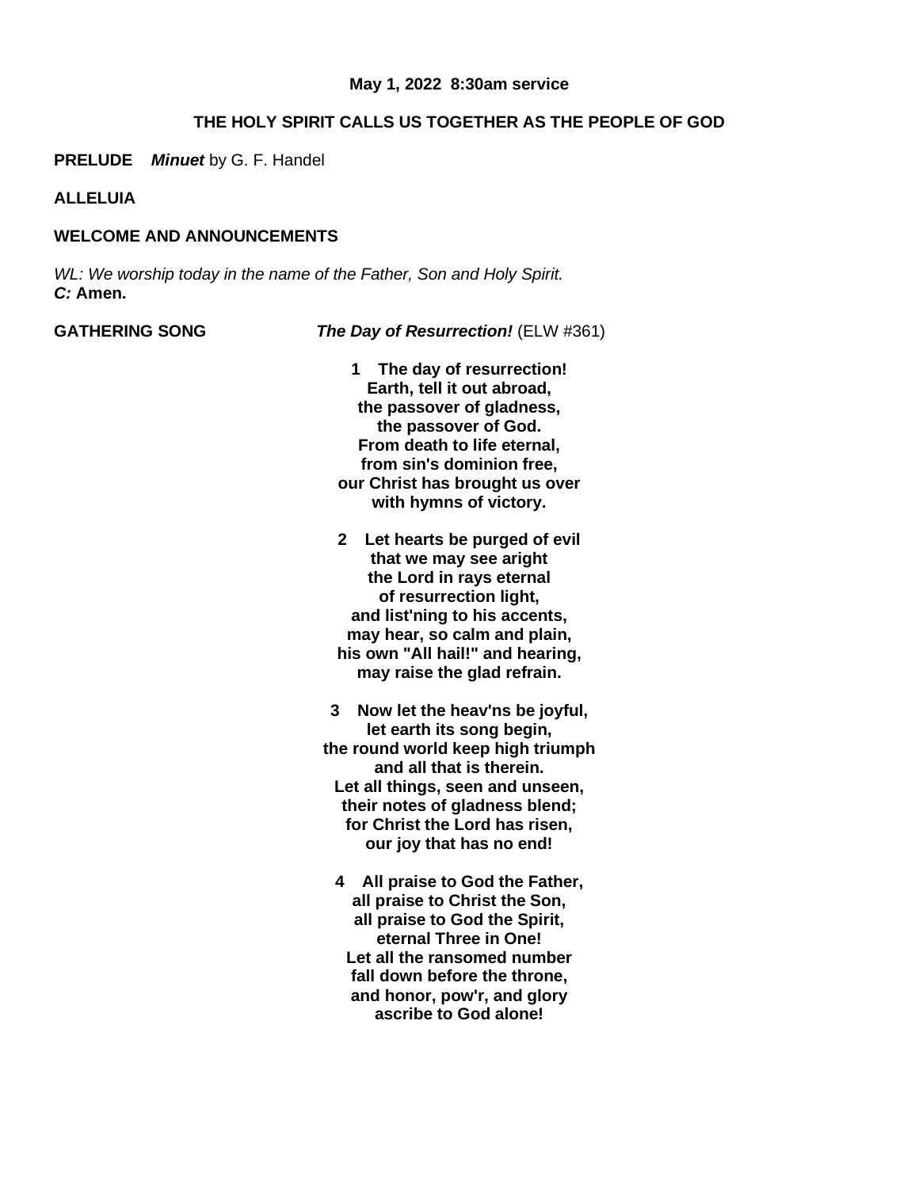**May 1, 2022 8:30am service**

**THE HOLY SPIRIT CALLS US TOGETHER AS THE PEOPLE OF GOD**

**PRELUDE** ***Minuet*** by G. F. Handel

**ALLELUIA**

**WELCOME AND ANNOUNCEMENTS**

*WL: We worship today in the name of the Father, Son and Holy Spirit.*
***C:*** **Amen.**

**GATHERING SONG** ***The Day of Resurrection!*** (ELW #361)

**1 The day of resurrection!**
**Earth, tell it out abroad,**
**the passover of gladness,**
**the passover of God.**
**From death to life eternal,**
**from sin's dominion free,**
**our Christ has brought us over**
**with hymns of victory.**

**2 Let hearts be purged of evil**
**that we may see aright**
**the Lord in rays eternal**
**of resurrection light,**
**and list'ning to his accents,**
**may hear, so calm and plain,**
**his own "All hail!" and hearing,**
**may raise the glad refrain.**

**3 Now let the heav'ns be joyful,**
**let earth its song begin,**
**the round world keep high triumph**
**and all that is therein.**
**Let all things, seen and unseen,**
**their notes of gladness blend;**
**for Christ the Lord has risen,**
**our joy that has no end!**

**4 All praise to God the Father,**
**all praise to Christ the Son,**
**all praise to God the Spirit,**
**eternal Three in One!**
**Let all the ransomed number**
**fall down before the throne,**
**and honor, pow'r, and glory**
**ascribe to God alone!**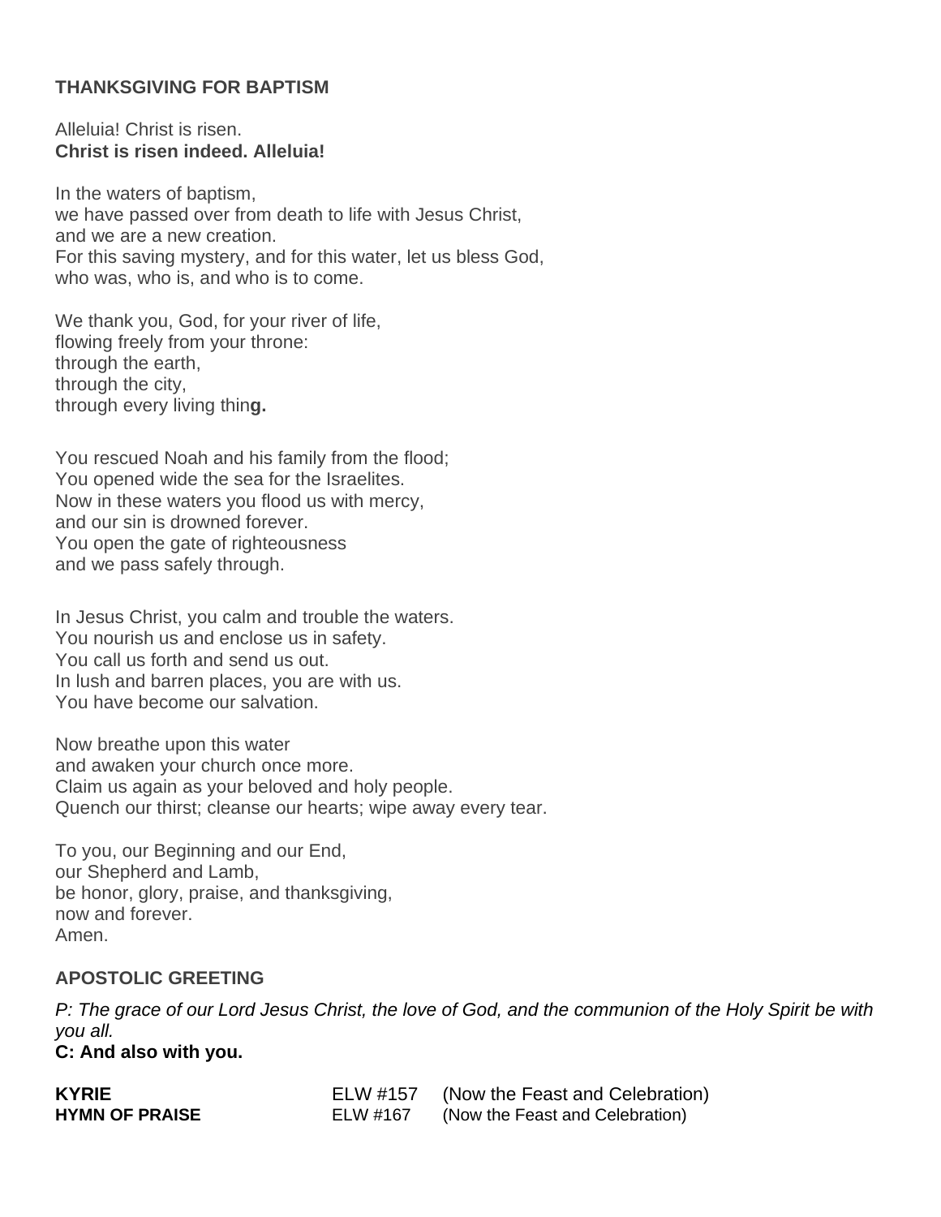### THANKSGIVING FOR BAPTISM

Alleluia! Christ is risen.
**Christ is risen indeed. Alleluia!**

In the waters of baptism,
we have passed over from death to life with Jesus Christ,
and we are a new creation.
For this saving mystery, and for this water, let us bless God,
who was, who is, and who is to come.

We thank you, God, for your river of life,
flowing freely from your throne:
through the earth,
through the city,
through every living thin**g.**

You rescued Noah and his family from the flood;
You opened wide the sea for the Israelites.
Now in these waters you flood us with mercy,
and our sin is drowned forever.
You open the gate of righteousness
and we pass safely through.

In Jesus Christ, you calm and trouble the waters.
You nourish us and enclose us in safety.
You call us forth and send us out.
In lush and barren places, you are with us.
You have become our salvation.

Now breathe upon this water
and awaken your church once more.
Claim us again as your beloved and holy people.
Quench our thirst; cleanse our hearts; wipe away every tear.

To you, our Beginning and our End,
our Shepherd and Lamb,
be honor, glory, praise, and thanksgiving,
now and forever.
Amen.

### APOSTOLIC GREETING

*P: The grace of our Lord Jesus Christ, the love of God, and the communion of the Holy Spirit be with you all.*
**C: And also with you.**

**KYRIE** ELW #157 (Now the Feast and Celebration)
**HYMN OF PRAISE** ELW #167 (Now the Feast and Celebration)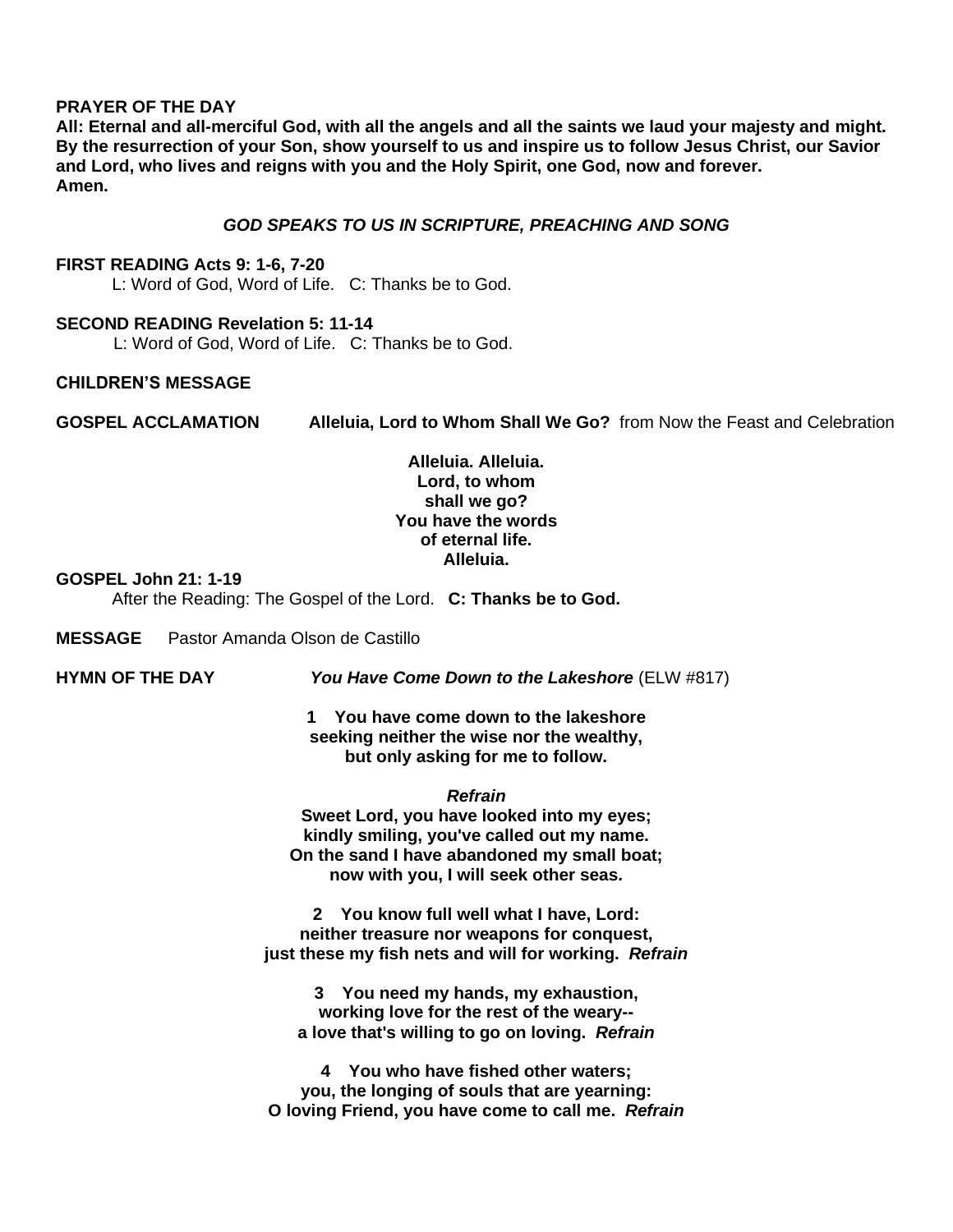**PRAYER OF THE DAY**

**All: Eternal and all-merciful God, with all the angels and all the saints we laud your majesty and might. By the resurrection of your Son, show yourself to us and inspire us to follow Jesus Christ, our Savior and Lord, who lives and reigns with you and the Holy Spirit, one God, now and forever.**
**Amen.**

***GOD SPEAKS TO US IN SCRIPTURE, PREACHING AND SONG***

**FIRST READING Acts 9: 1-6, 7-20**
L: Word of God, Word of Life. C: Thanks be to God.

**SECOND READING Revelation 5: 11-14**
L: Word of God, Word of Life. C: Thanks be to God.

**CHILDREN'S MESSAGE**

**GOSPEL ACCLAMATION** **Alleluia, Lord to Whom Shall We Go?** from Now the Feast and Celebration

**Alleluia. Alleluia.**
**Lord, to whom**
**shall we go?**
**You have the words**
**of eternal life.**
**Alleluia.**

**GOSPEL John 21: 1-19**
After the Reading: The Gospel of the Lord. **C: Thanks be to God.**

**MESSAGE** Pastor Amanda Olson de Castillo

**HYMN OF THE DAY** ***You Have Come Down to the Lakeshore*** (ELW #817)

**1 You have come down to the lakeshore**
**seeking neither the wise nor the wealthy,**
**but only asking for me to follow.**

***Refrain***
**Sweet Lord, you have looked into my eyes;**
**kindly smiling, you've called out my name.**
**On the sand I have abandoned my small boat;**
**now with you, I will seek other seas.**

**2 You know full well what I have, Lord:**
**neither treasure nor weapons for conquest,**
**just these my fish nets and will for working.** ***Refrain***

**3 You need my hands, my exhaustion,**
**working love for the rest of the weary--**
**a love that's willing to go on loving.** ***Refrain***

**4 You who have fished other waters;**
**you, the longing of souls that are yearning:**
**O loving Friend, you have come to call me.** ***Refrain***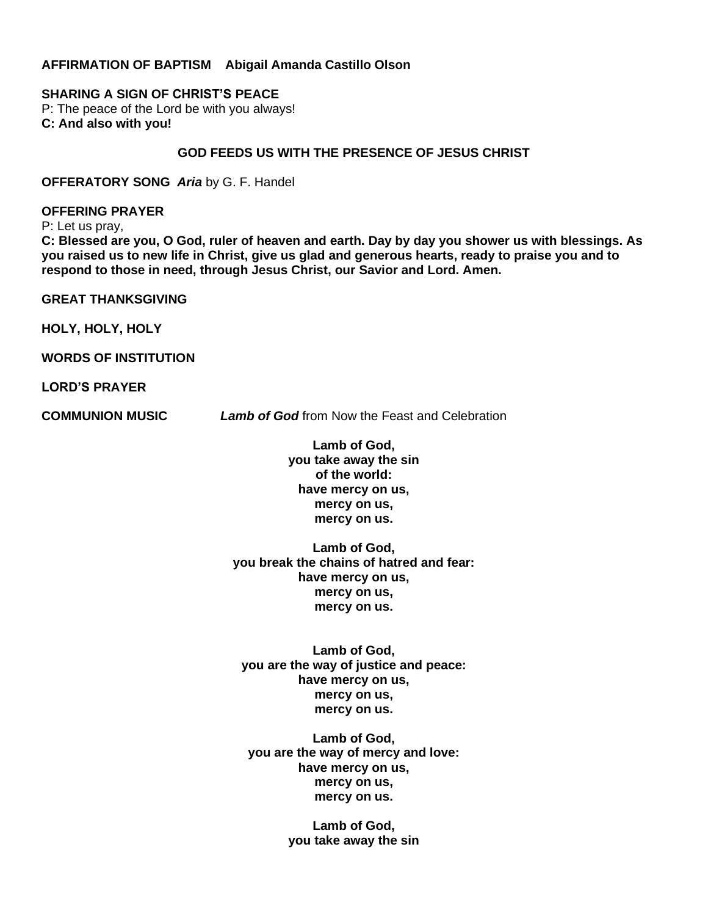**AFFIRMATION OF BAPTISM    Abigail Amanda Castillo Olson**

**SHARING A SIGN OF CHRIST'S PEACE**

P: The peace of the Lord be with you always!

**C: And also with you!**

## GOD FEEDS US WITH THE PRESENCE OF JESUS CHRIST

**OFFERATORY SONG** ***Aria*** by G. F. Handel

**OFFERING PRAYER**

P: Let us pray,

**C: Blessed are you, O God, ruler of heaven and earth. Day by day you shower us with blessings. As you raised us to new life in Christ, give us glad and generous hearts, ready to praise you and to respond to those in need, through Jesus Christ, our Savior and Lord. Amen.**

**GREAT THANKSGIVING**

**HOLY, HOLY, HOLY**

**WORDS OF INSTITUTION**

**LORD'S PRAYER**

**COMMUNION MUSIC** ***Lamb of God*** from Now the Feast and Celebration

**Lamb of God,**
**you take away the sin**
**of the world:**
**have mercy on us,**
**mercy on us,**
**mercy on us.**

**Lamb of God,**
**you break the chains of hatred and fear:**
**have mercy on us,**
**mercy on us,**
**mercy on us.**

**Lamb of God,**
**you are the way of justice and peace:**
**have mercy on us,**
**mercy on us,**
**mercy on us.**

**Lamb of God,**
**you are the way of mercy and love:**
**have mercy on us,**
**mercy on us,**
**mercy on us.**

**Lamb of God,**
**you take away the sin**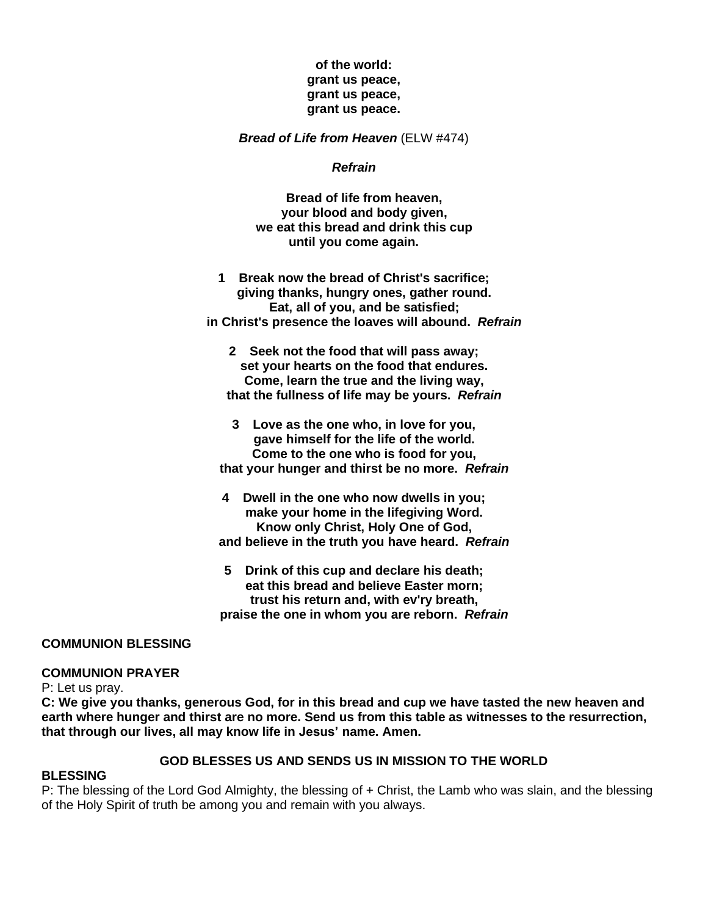**of the world:**
**grant us peace,**
**grant us peace,**
**grant us peace.**

***Bread of Life from Heaven*** (ELW #474)

***Refrain***

**Bread of life from heaven,**
**your blood and body given,**
**we eat this bread and drink this cup**
**until you come again.**

**1 Break now the bread of Christ's sacrifice;**
**giving thanks, hungry ones, gather round.**
**Eat, all of you, and be satisfied;**
**in Christ's presence the loaves will abound.** ***Refrain***

**2 Seek not the food that will pass away;**
**set your hearts on the food that endures.**
**Come, learn the true and the living way,**
**that the fullness of life may be yours.** ***Refrain***

**3 Love as the one who, in love for you,**
**gave himself for the life of the world.**
**Come to the one who is food for you,**
**that your hunger and thirst be no more.** ***Refrain***

**4 Dwell in the one who now dwells in you;**
**make your home in the lifegiving Word.**
**Know only Christ, Holy One of God,**
**and believe in the truth you have heard.** ***Refrain***

**5 Drink of this cup and declare his death;**
**eat this bread and believe Easter morn;**
**trust his return and, with ev'ry breath,**
**praise the one in whom you are reborn.** ***Refrain***

**COMMUNION BLESSING**

**COMMUNION PRAYER**

P: Let us pray.

**C: We give you thanks, generous God, for in this bread and cup we have tasted the new heaven and earth where hunger and thirst are no more. Send us from this table as witnesses to the resurrection, that through our lives, all may know life in Jesus' name. Amen.**

## GOD BLESSES US AND SENDS US IN MISSION TO THE WORLD

**BLESSING**

P: The blessing of the Lord God Almighty, the blessing of + Christ, the Lamb who was slain, and the blessing of the Holy Spirit of truth be among you and remain with you always.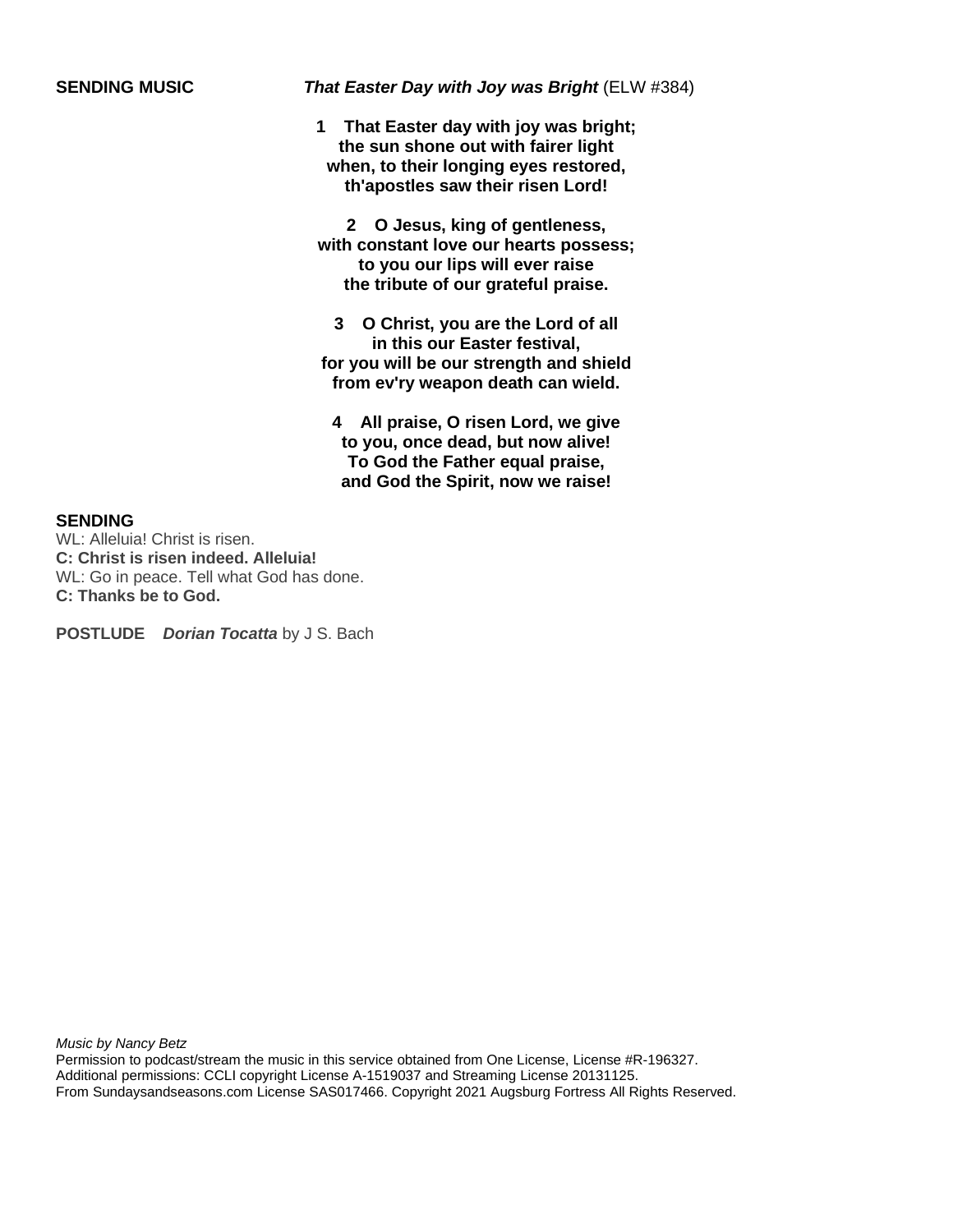**SENDING MUSIC** ***That Easter Day with Joy was Bright*** (ELW #384)

**1 That Easter day with joy was bright;**
**the sun shone out with fairer light**
**when, to their longing eyes restored,**
**th'apostles saw their risen Lord!**

**2 O Jesus, king of gentleness,**
**with constant love our hearts possess;**
**to you our lips will ever raise**
**the tribute of our grateful praise.**

**3 O Christ, you are the Lord of all**
**in this our Easter festival,**
**for you will be our strength and shield**
**from ev'ry weapon death can wield.**

**4 All praise, O risen Lord, we give**
**to you, once dead, but now alive!**
**To God the Father equal praise,**
**and God the Spirit, now we raise!**

**SENDING**

WL: Alleluia! Christ is risen.
**C: Christ is risen indeed. Alleluia!**
WL: Go in peace. Tell what God has done.
**C: Thanks be to God.**

**POSTLUDE** ***Dorian Tocatta*** by J S. Bach

*Music by Nancy Betz*
Permission to podcast/stream the music in this service obtained from One License, License #R-196327.
Additional permissions: CCLI copyright License A-1519037 and Streaming License 20131125.
From Sundaysandseasons.com License SAS017466. Copyright 2021 Augsburg Fortress All Rights Reserved.